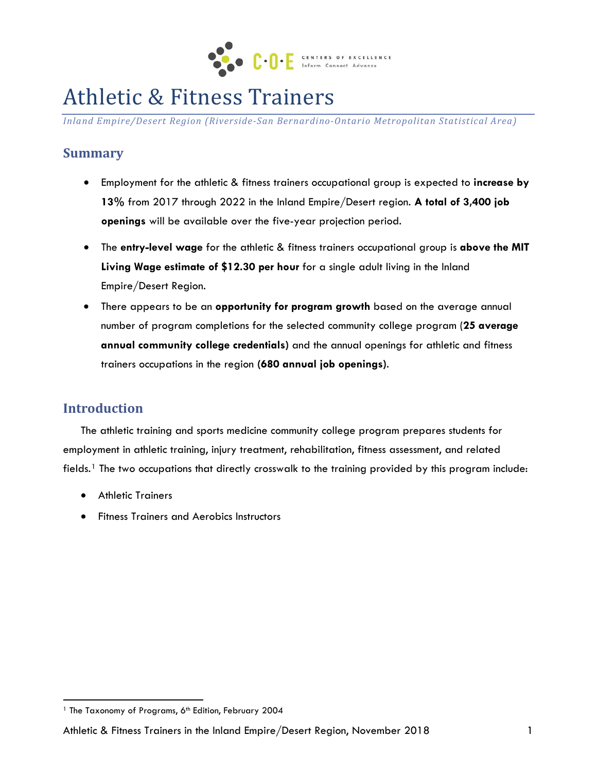# Athletic & Fitness Trainers

*Inland Empire/Desert Region (Riverside-San Bernardino-Ontario Metropolitan Statistical Area)*

## Summary

- Employment for the athletic & fitness trainers occupational group is expected to **increase by 13%** from 2017 through 2022 in the Inland Empire/Desert region. **A total of 3,400 job openings** will be available over the five-year projection period.
- The **entry-level wage** for the athletic & fitness trainers occupational group is **above the MIT Living Wage estimate of $12.30 per hour** for a single adult living in the Inland Empire/Desert Region.
- There appears to be an **opportunity for program growth** based on the average annual number of program completions for the selected community college program (**25 average annual community college credentials**) and the annual openings for athletic and fitness trainers occupations in the region **(680 annual job openings)**.

## Introduction

The athletic training and sports medicine community college program prepares students for employment in athletic training, injury treatment, rehabilitation, fitness assessment, and related fields.[1] The two occupations that directly crosswalk to the training provided by this program include:

- Athletic Trainers
- Fitness Trainers and Aerobics Instructors

[1] The Taxonomy of Programs, 6th Edition, February 2004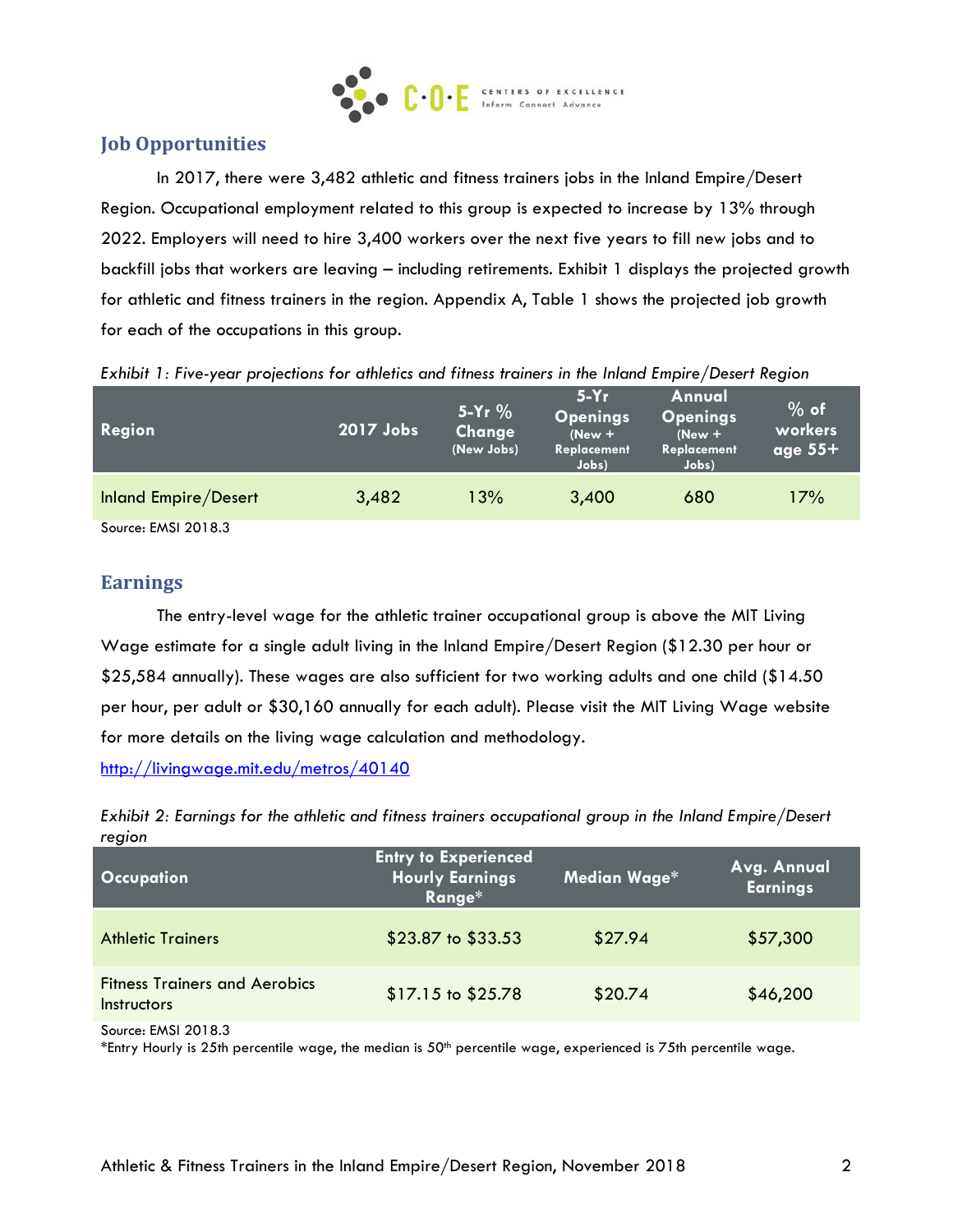## Job Opportunities

In 2017, there were 3,482 athletic and fitness trainers jobs in the Inland Empire/Desert Region. Occupational employment related to this group is expected to increase by 13% through 2022. Employers will need to hire 3,400 workers over the next five years to fill new jobs and to backfill jobs that workers are leaving – including retirements. Exhibit 1 displays the projected growth for athletic and fitness trainers in the region. Appendix A, Table 1 shows the projected job growth for each of the occupations in this group.

*Exhibit 1: Five-year projections for athletics and fitness trainers in the Inland Empire/Desert Region*

| Region | 2017 Jobs | 5-Yr % Change (New Jobs) | 5-Yr Openings (New + Replacement Jobs) | Annual Openings (New + Replacement Jobs) | % of workers age 55+ |
|---|---|---|---|---|---|
| Inland Empire/Desert | 3,482 | 13% | 3,400 | 680 | 17% |

Source: EMSI 2018.3

## Earnings

The entry-level wage for the athletic trainer occupational group is above the MIT Living Wage estimate for a single adult living in the Inland Empire/Desert Region ($12.30 per hour or $25,584 annually). These wages are also sufficient for two working adults and one child ($14.50 per hour, per adult or $30,160 annually for each adult). Please visit the MIT Living Wage website for more details on the living wage calculation and methodology.

http://livingwage.mit.edu/metros/40140

*Exhibit 2: Earnings for the athletic and fitness trainers occupational group in the Inland Empire/Desert region*

| Occupation | Entry to Experienced Hourly Earnings Range* | Median Wage* | Avg. Annual Earnings |
|---|---|---|---|
| Athletic Trainers | $23.87 to $33.53 | $27.94 | $57,300 |
| Fitness Trainers and Aerobics Instructors | $17.15 to $25.78 | $20.74 | $46,200 |

Source: EMSI 2018.3
*Entry Hourly is 25th percentile wage, the median is 50th percentile wage, experienced is 75th percentile wage.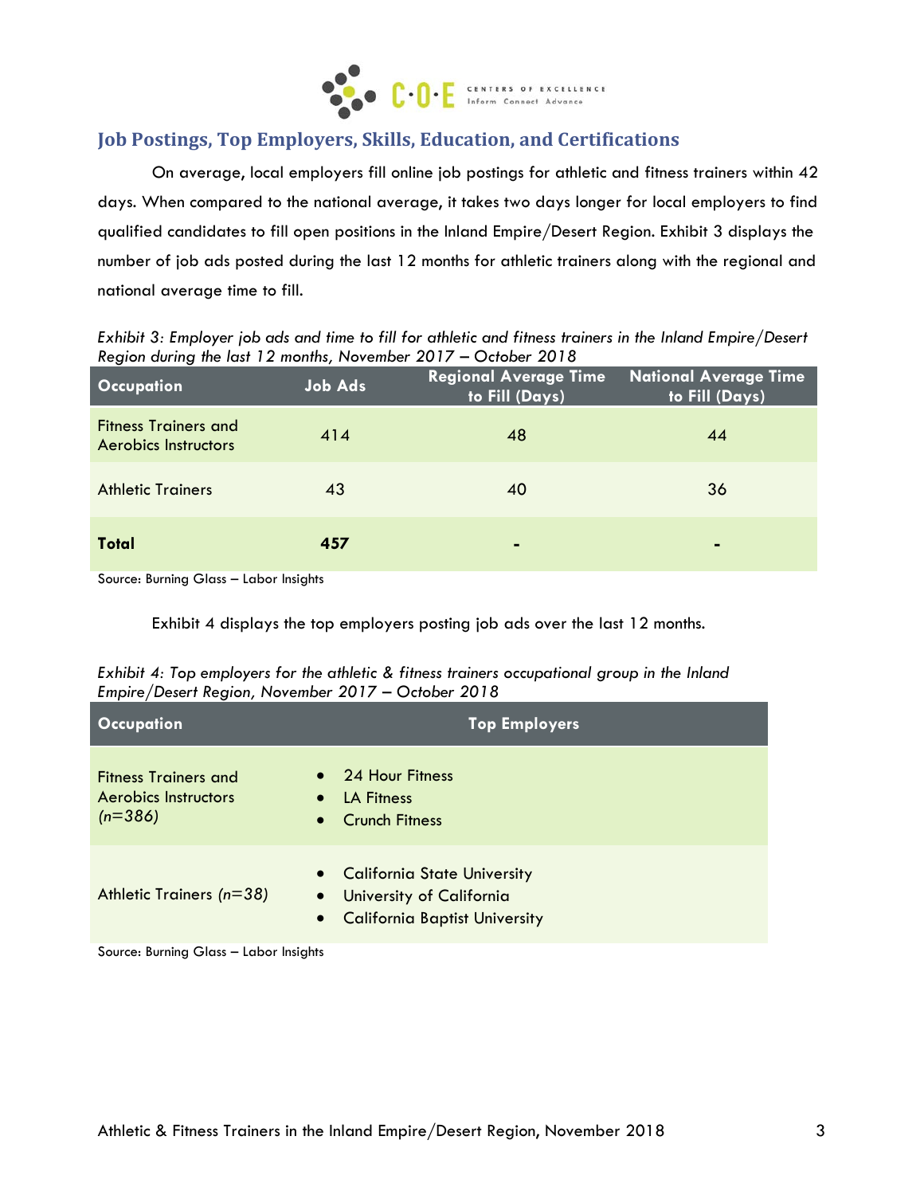## Job Postings, Top Employers, Skills, Education, and Certifications

On average, local employers fill online job postings for athletic and fitness trainers within 42 days. When compared to the national average, it takes two days longer for local employers to find qualified candidates to fill open positions in the Inland Empire/Desert Region. Exhibit 3 displays the number of job ads posted during the last 12 months for athletic trainers along with the regional and national average time to fill.

*Exhibit 3: Employer job ads and time to fill for athletic and fitness trainers in the Inland Empire/Desert Region during the last 12 months, November 2017 – October 2018*

| Occupation | Job Ads | Regional Average Time to Fill (Days) | National Average Time to Fill (Days) |
|---|---|---|---|
| Fitness Trainers and Aerobics Instructors | 414 | 48 | 44 |
| Athletic Trainers | 43 | 40 | 36 |
| **Total** | **457** | - | - |

Source: Burning Glass – Labor Insights

Exhibit 4 displays the top employers posting job ads over the last 12 months.

*Exhibit 4: Top employers for the athletic & fitness trainers occupational group in the Inland Empire/Desert Region, November 2017 – October 2018*

| Occupation | Top Employers |
|---|---|
| Fitness Trainers and Aerobics Instructors *(n=386)* | • 24 Hour Fitness<br>• LA Fitness<br>• Crunch Fitness |
| Athletic Trainers *(n=38)* | • California State University<br>• University of California<br>• California Baptist University |

Source: Burning Glass – Labor Insights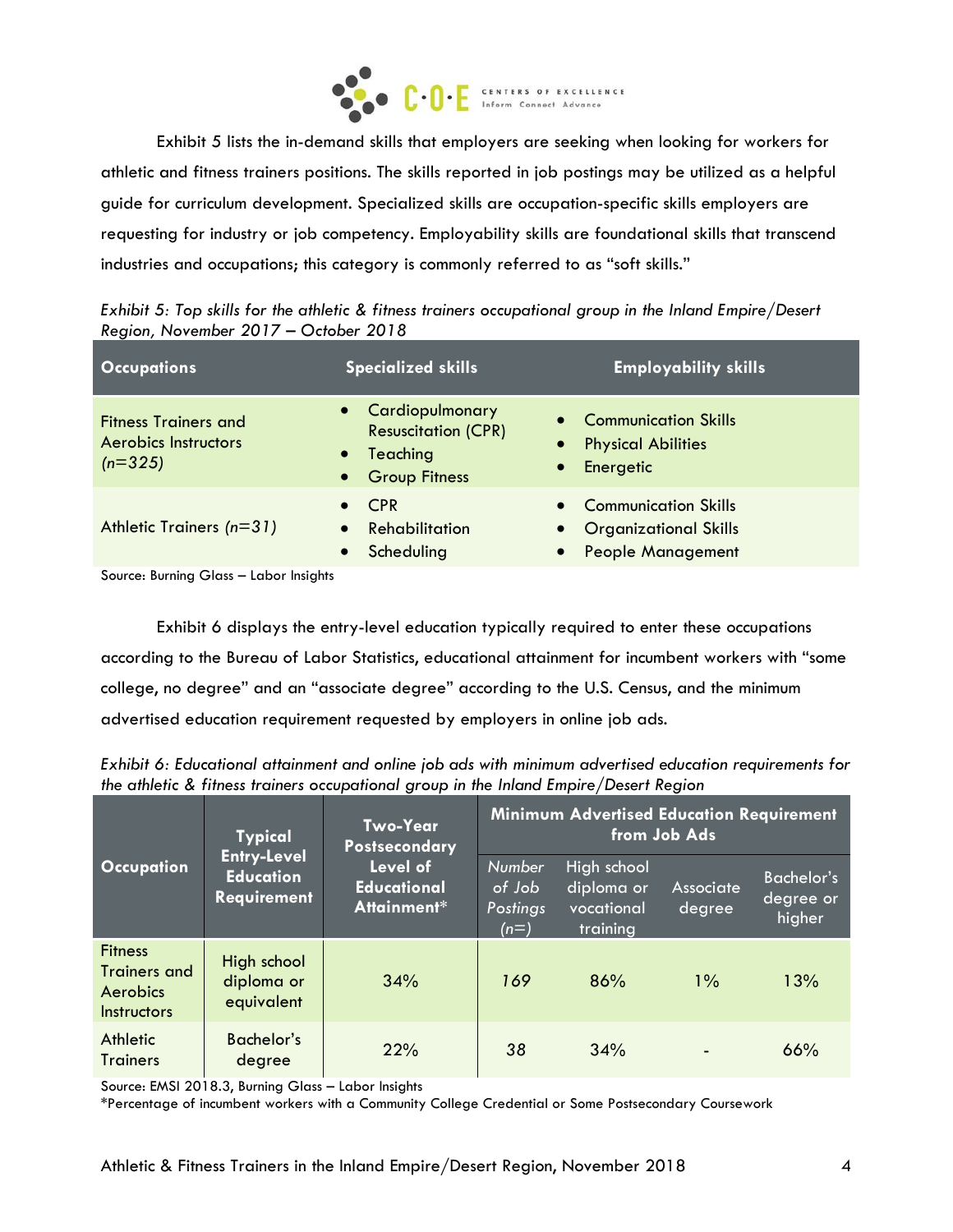Exhibit 5 lists the in-demand skills that employers are seeking when looking for workers for athletic and fitness trainers positions. The skills reported in job postings may be utilized as a helpful guide for curriculum development. Specialized skills are occupation-specific skills employers are requesting for industry or job competency. Employability skills are foundational skills that transcend industries and occupations; this category is commonly referred to as "soft skills."

*Exhibit 5: Top skills for the athletic & fitness trainers occupational group in the Inland Empire/Desert Region, November 2017 – October 2018*

| Occupations | Specialized skills | Employability skills |
|---|---|---|
| Fitness Trainers and Aerobics Instructors *(n=325)* | • Cardiopulmonary Resuscitation (CPR)<br>• Teaching<br>• Group Fitness | • Communication Skills<br>• Physical Abilities<br>• Energetic |
| Athletic Trainers *(n=31)* | • CPR<br>• Rehabilitation<br>• Scheduling | • Communication Skills<br>• Organizational Skills<br>• People Management |

Source: Burning Glass – Labor Insights

Exhibit 6 displays the entry-level education typically required to enter these occupations according to the Bureau of Labor Statistics, educational attainment for incumbent workers with "some college, no degree" and an "associate degree" according to the U.S. Census, and the minimum advertised education requirement requested by employers in online job ads.

*Exhibit 6: Educational attainment and online job ads with minimum advertised education requirements for the athletic & fitness trainers occupational group in the Inland Empire/Desert Region*

| Occupation | Typical Entry-Level Education Requirement | Two-Year Postsecondary Level of Educational Attainment* | Minimum Advertised Education Requirement from Job Ads | | | |
|---|---|---|---|---|---|---|
| | | | *Number of Job Postings (n=)* | High school diploma or vocational training | Associate degree | Bachelor's degree or higher |
| Fitness Trainers and Aerobics Instructors | High school diploma or equivalent | 34% | *169* | 86% | 1% | 13% |
| Athletic Trainers | Bachelor's degree | 22% | *38* | 34% | - | 66% |

Source: EMSI 2018.3, Burning Glass – Labor Insights
*Percentage of incumbent workers with a Community College Credential or Some Postsecondary Coursework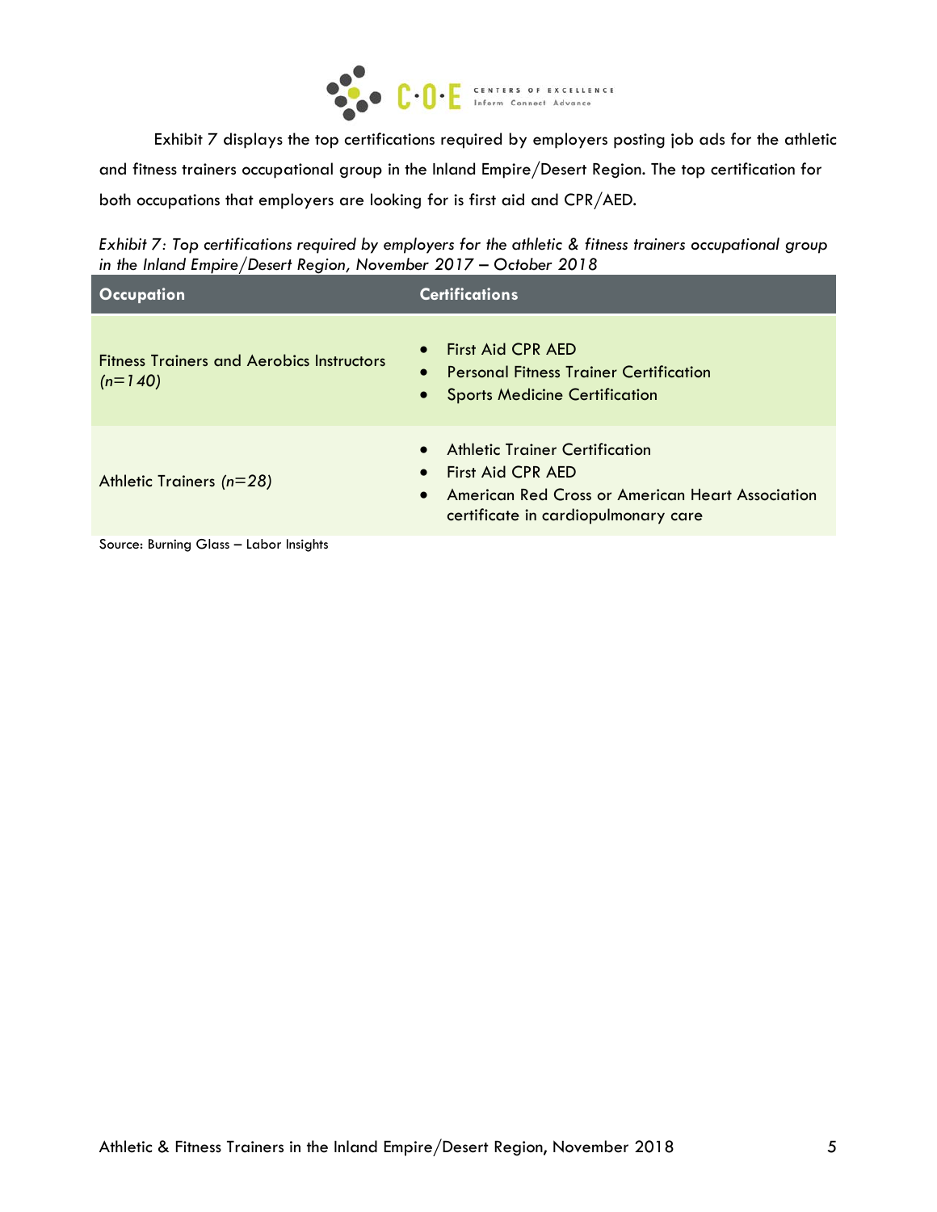Exhibit 7 displays the top certifications required by employers posting job ads for the athletic and fitness trainers occupational group in the Inland Empire/Desert Region. The top certification for both occupations that employers are looking for is first aid and CPR/AED.

*Exhibit 7: Top certifications required by employers for the athletic & fitness trainers occupational group in the Inland Empire/Desert Region, November 2017 – October 2018*

| Occupation | Certifications |
|---|---|
| Fitness Trainers and Aerobics Instructors *(n=140)* | • First Aid CPR AED<br>• Personal Fitness Trainer Certification<br>• Sports Medicine Certification |
| Athletic Trainers *(n=28)* | • Athletic Trainer Certification<br>• First Aid CPR AED<br>• American Red Cross or American Heart Association certificate in cardiopulmonary care |

Source: Burning Glass – Labor Insights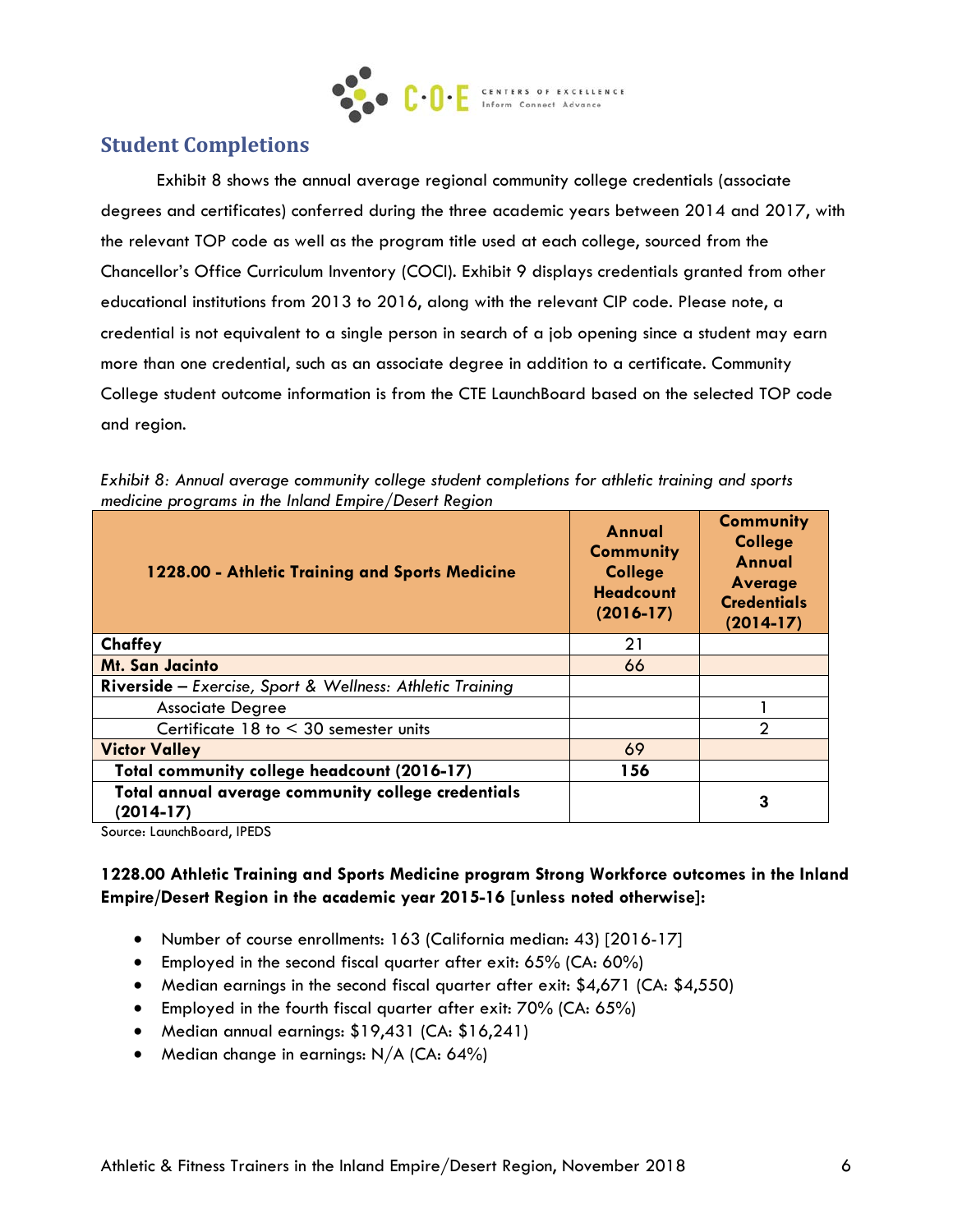## Student Completions

Exhibit 8 shows the annual average regional community college credentials (associate degrees and certificates) conferred during the three academic years between 2014 and 2017, with the relevant TOP code as well as the program title used at each college, sourced from the Chancellor's Office Curriculum Inventory (COCI). Exhibit 9 displays credentials granted from other educational institutions from 2013 to 2016, along with the relevant CIP code. Please note, a credential is not equivalent to a single person in search of a job opening since a student may earn more than one credential, such as an associate degree in addition to a certificate. Community College student outcome information is from the CTE LaunchBoard based on the selected TOP code and region.

*Exhibit 8: Annual average community college student completions for athletic training and sports medicine programs in the Inland Empire/Desert Region*

| 1228.00 - Athletic Training and Sports Medicine | Annual Community College Headcount (2016-17) | Community College Annual Average Credentials (2014-17) |
|---|---|---|
| **Chaffey** | 21 | |
| **Mt. San Jacinto** | 66 | |
| **Riverside** – *Exercise, Sport & Wellness: Athletic Training* | | |
| Associate Degree | | 1 |
| Certificate 18 to < 30 semester units | | 2 |
| **Victor Valley** | 69 | |
| **Total community college headcount (2016-17)** | **156** | |
| **Total annual average community college credentials (2014-17)** | | **3** |

Source: LaunchBoard, IPEDS

**1228.00 Athletic Training and Sports Medicine program Strong Workforce outcomes in the Inland Empire/Desert Region in the academic year 2015-16 [unless noted otherwise]:**

- Number of course enrollments: 163 (California median: 43) [2016-17]
- Employed in the second fiscal quarter after exit: 65% (CA: 60%)
- Median earnings in the second fiscal quarter after exit: $4,671 (CA: $4,550)
- Employed in the fourth fiscal quarter after exit: 70% (CA: 65%)
- Median annual earnings: $19,431 (CA: $16,241)
- Median change in earnings: N/A (CA: 64%)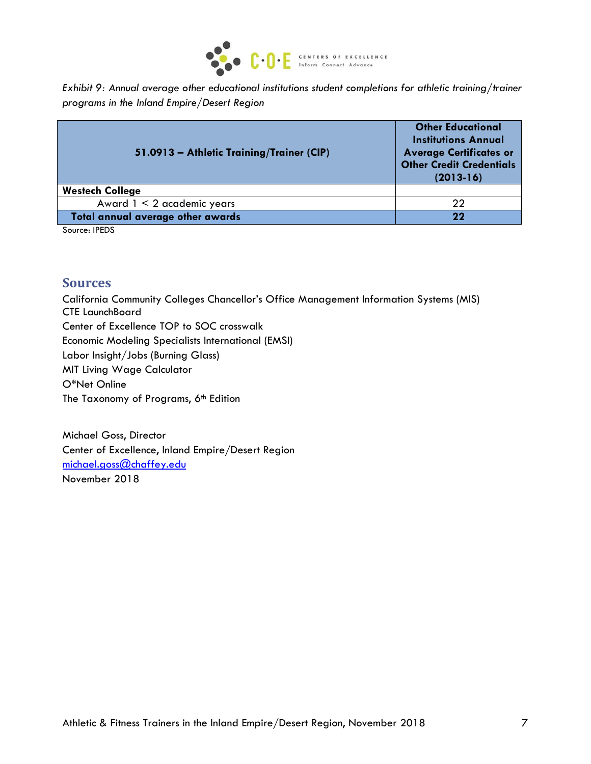*Exhibit 9: Annual average other educational institutions student completions for athletic training/trainer programs in the Inland Empire/Desert Region*

| **51.0913 – Athletic Training/Trainer (CIP)** | **Other Educational Institutions Annual Average Certificates or Other Credit Credentials (2013-16)** |
|---|---|
| **Westech College** | |
| Award 1 < 2 academic years | 22 |
| **Total annual average other awards** | **22** |

Source: IPEDS

## Sources

California Community Colleges Chancellor's Office Management Information Systems (MIS)
CTE LaunchBoard
Center of Excellence TOP to SOC crosswalk
Economic Modeling Specialists International (EMSI)
Labor Insight/Jobs (Burning Glass)
MIT Living Wage Calculator
O*Net Online
The Taxonomy of Programs, 6th Edition

Michael Goss, Director
Center of Excellence, Inland Empire/Desert Region
michael.goss@chaffey.edu
November 2018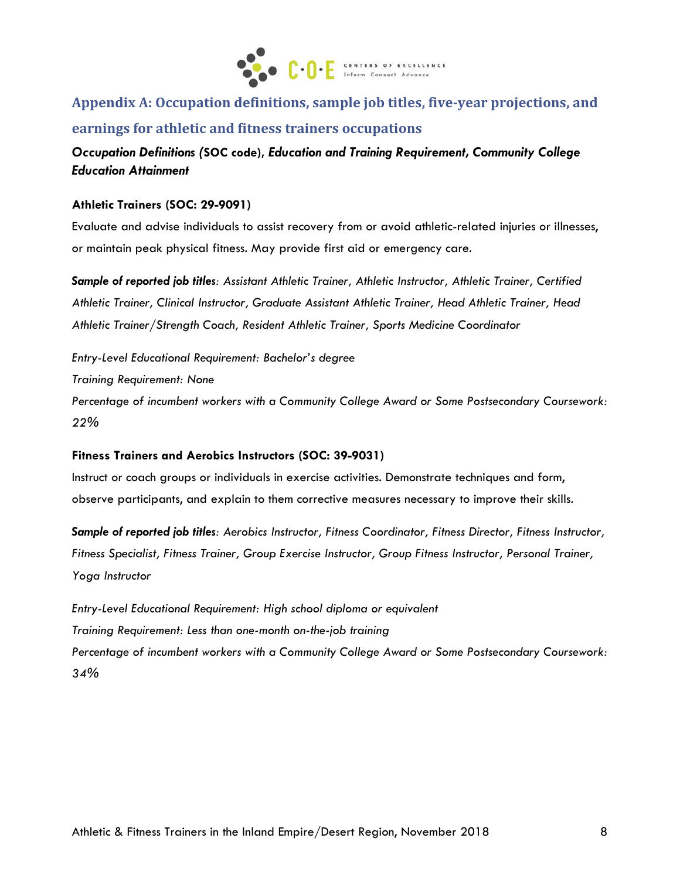## Appendix A: Occupation definitions, sample job titles, five-year projections, and earnings for athletic and fitness trainers occupations

***Occupation Definitions (*SOC code*), Education and Training Requirement, Community College Education Attainment***

**Athletic Trainers (SOC: 29-9091)**

Evaluate and advise individuals to assist recovery from or avoid athletic-related injuries or illnesses, or maintain peak physical fitness. May provide first aid or emergency care.

***Sample of reported job titles****: Assistant Athletic Trainer, Athletic Instructor, Athletic Trainer, Certified Athletic Trainer, Clinical Instructor, Graduate Assistant Athletic Trainer, Head Athletic Trainer, Head Athletic Trainer/Strength Coach, Resident Athletic Trainer, Sports Medicine Coordinator*

*Entry-Level Educational Requirement: Bachelor's degree*
*Training Requirement: None*
*Percentage of incumbent workers with a Community College Award or Some Postsecondary Coursework: 22%*

**Fitness Trainers and Aerobics Instructors (SOC: 39-9031)**

Instruct or coach groups or individuals in exercise activities. Demonstrate techniques and form, observe participants, and explain to them corrective measures necessary to improve their skills.

***Sample of reported job titles****: Aerobics Instructor, Fitness Coordinator, Fitness Director, Fitness Instructor, Fitness Specialist, Fitness Trainer, Group Exercise Instructor, Group Fitness Instructor, Personal Trainer, Yoga Instructor*

*Entry-Level Educational Requirement: High school diploma or equivalent*
*Training Requirement: Less than one-month on-the-job training*
*Percentage of incumbent workers with a Community College Award or Some Postsecondary Coursework: 34%*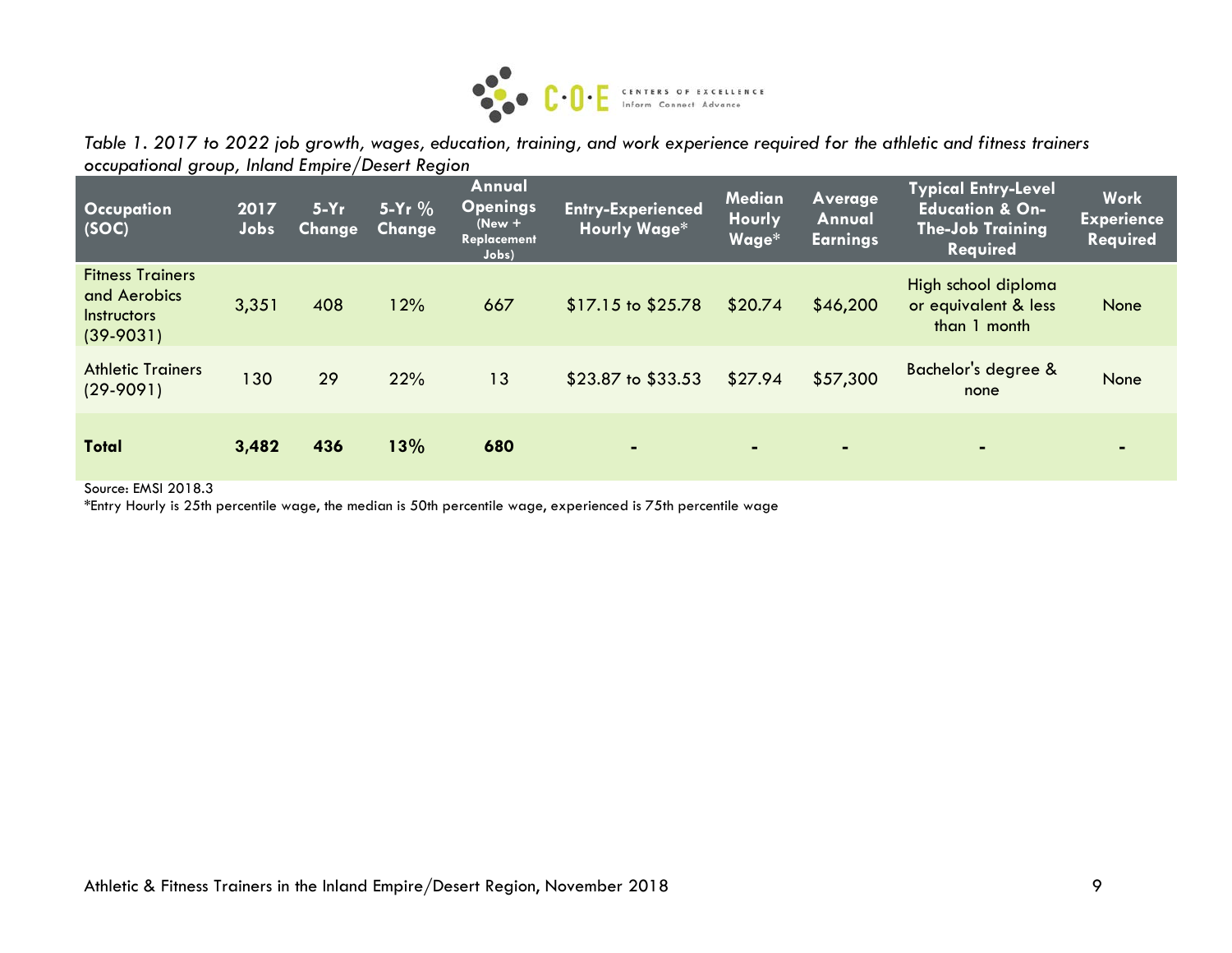*Table 1. 2017 to 2022 job growth, wages, education, training, and work experience required for the athletic and fitness trainers occupational group, Inland Empire/Desert Region*

| Occupation (SOC) | 2017 Jobs | 5-Yr Change | 5-Yr % Change | Annual Openings (New + Replacement Jobs) | Entry-Experienced Hourly Wage* | Median Hourly Wage* | Average Annual Earnings | Typical Entry-Level Education & On-The-Job Training Required | Work Experience Required |
|---|---|---|---|---|---|---|---|---|---|
| Fitness Trainers and Aerobics Instructors (39-9031) | 3,351 | 408 | 12% | 667 | $17.15 to $25.78 | $20.74 | $46,200 | High school diploma or equivalent & less than 1 month | None |
| Athletic Trainers (29-9091) | 130 | 29 | 22% | 13 | $23.87 to $33.53 | $27.94 | $57,300 | Bachelor's degree & none | None |
| **Total** | **3,482** | **436** | **13%** | **680** | - | - | - | - | - |

Source: EMSI 2018.3

*Entry Hourly is 25th percentile wage, the median is 50th percentile wage, experienced is 75th percentile wage